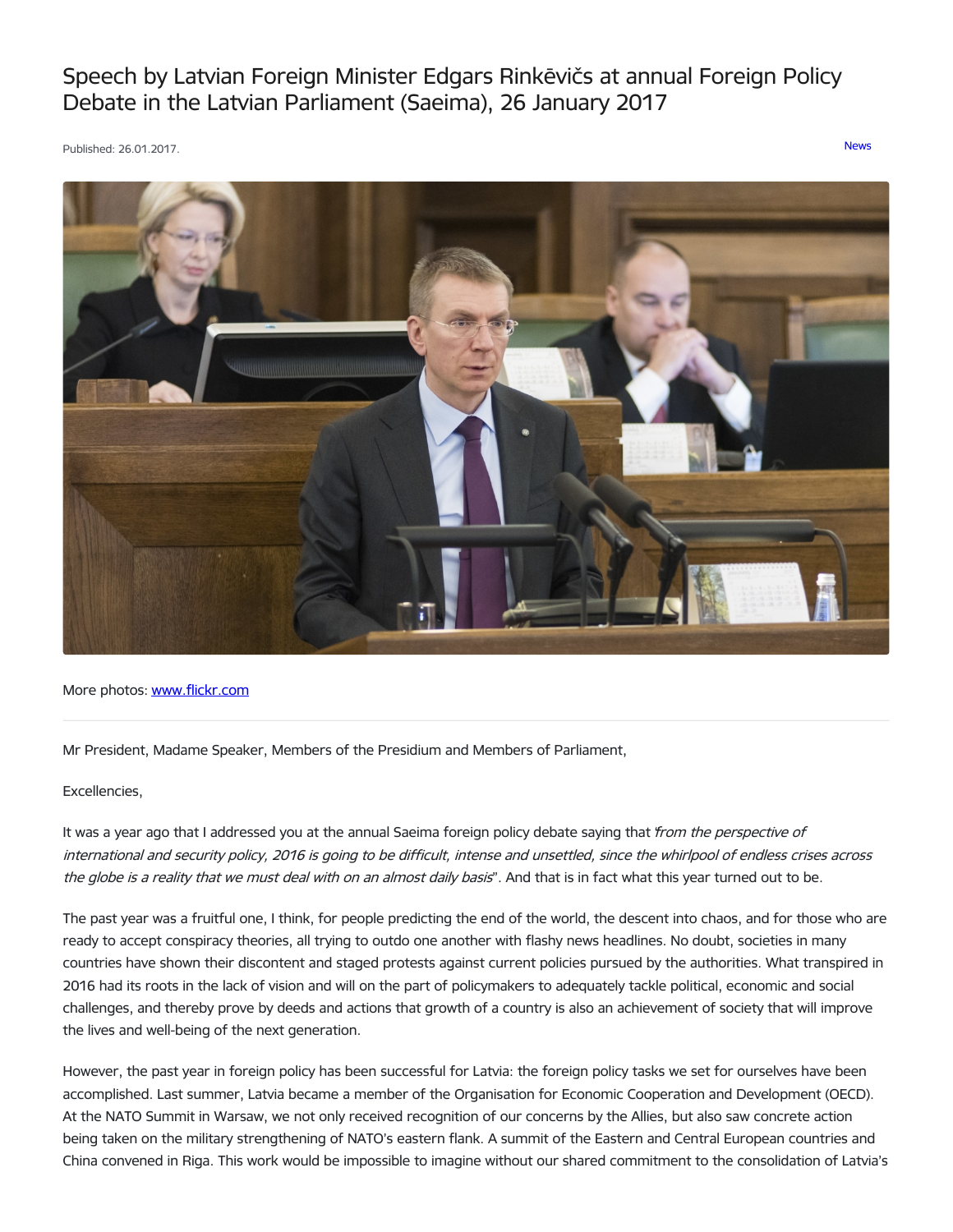# Speech by Latvian Foreign Minister Edgars Rinkēvičs at annual Foreign Policy Debate in the Latvian Parliament (Saeima), 26 January 2017

Published: 26.01.2017.

News

More photos: www.flickr.com

---

Mr President, Madame Speaker, Members of the Presidium and Members of Parliament,

Excellencies,

It was a year ago that I addressed you at the annual Saeima foreign policy debate saying that "*from the perspective of international and security policy, 2016 is going to be difficult, intense and unsettled, since the whirlpool of endless crises across the globe is a reality that we must deal with on an almost daily basis*". And that is in fact what this year turned out to be.

The past year was a fruitful one, I think, for people predicting the end of the world, the descent into chaos, and for those who are ready to accept conspiracy theories, all trying to outdo one another with flashy news headlines. No doubt, societies in many countries have shown their discontent and staged protests against current policies pursued by the authorities. What transpired in 2016 had its roots in the lack of vision and will on the part of policymakers to adequately tackle political, economic and social challenges, and thereby prove by deeds and actions that growth of a country is also an achievement of society that will improve the lives and well-being of the next generation.

However, the past year in foreign policy has been successful for Latvia: the foreign policy tasks we set for ourselves have been accomplished. Last summer, Latvia became a member of the Organisation for Economic Cooperation and Development (OECD). At the NATO Summit in Warsaw, we not only received recognition of our concerns by the Allies, but also saw concrete action being taken on the military strengthening of NATO's eastern flank. A summit of the Eastern and Central European countries and China convened in Riga. This work would be impossible to imagine without our shared commitment to the consolidation of Latvia's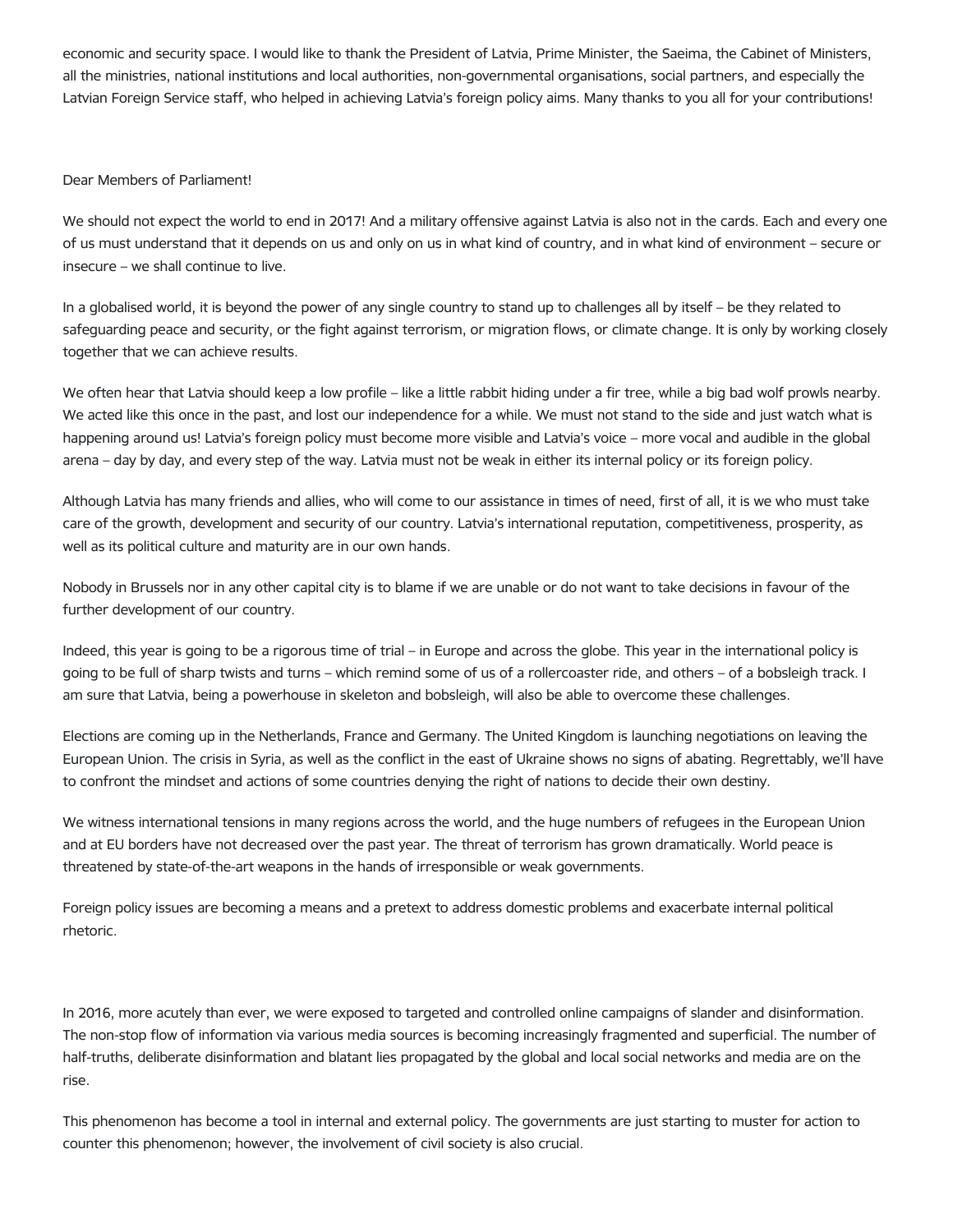economic and security space. I would like to thank the President of Latvia, Prime Minister, the Saeima, the Cabinet of Ministers, all the ministries, national institutions and local authorities, non-governmental organisations, social partners, and especially the Latvian Foreign Service staff, who helped in achieving Latvia's foreign policy aims. Many thanks to you all for your contributions!

Dear Members of Parliament!

We should not expect the world to end in 2017! And a military offensive against Latvia is also not in the cards. Each and every one of us must understand that it depends on us and only on us in what kind of country, and in what kind of environment – secure or insecure – we shall continue to live.

In a globalised world, it is beyond the power of any single country to stand up to challenges all by itself – be they related to safeguarding peace and security, or the fight against terrorism, or migration flows, or climate change. It is only by working closely together that we can achieve results.

We often hear that Latvia should keep a low profile – like a little rabbit hiding under a fir tree, while a big bad wolf prowls nearby. We acted like this once in the past, and lost our independence for a while. We must not stand to the side and just watch what is happening around us! Latvia's foreign policy must become more visible and Latvia's voice – more vocal and audible in the global arena – day by day, and every step of the way. Latvia must not be weak in either its internal policy or its foreign policy.

Although Latvia has many friends and allies, who will come to our assistance in times of need, first of all, it is we who must take care of the growth, development and security of our country. Latvia's international reputation, competitiveness, prosperity, as well as its political culture and maturity are in our own hands.

Nobody in Brussels nor in any other capital city is to blame if we are unable or do not want to take decisions in favour of the further development of our country.

Indeed, this year is going to be a rigorous time of trial – in Europe and across the globe. This year in the international policy is going to be full of sharp twists and turns – which remind some of us of a rollercoaster ride, and others – of a bobsleigh track. I am sure that Latvia, being a powerhouse in skeleton and bobsleigh, will also be able to overcome these challenges.

Elections are coming up in the Netherlands, France and Germany. The United Kingdom is launching negotiations on leaving the European Union. The crisis in Syria, as well as the conflict in the east of Ukraine shows no signs of abating. Regrettably, we'll have to confront the mindset and actions of some countries denying the right of nations to decide their own destiny.

We witness international tensions in many regions across the world, and the huge numbers of refugees in the European Union and at EU borders have not decreased over the past year. The threat of terrorism has grown dramatically. World peace is threatened by state-of-the-art weapons in the hands of irresponsible or weak governments.

Foreign policy issues are becoming a means and a pretext to address domestic problems and exacerbate internal political rhetoric.

In 2016, more acutely than ever, we were exposed to targeted and controlled online campaigns of slander and disinformation. The non-stop flow of information via various media sources is becoming increasingly fragmented and superficial. The number of half-truths, deliberate disinformation and blatant lies propagated by the global and local social networks and media are on the rise.

This phenomenon has become a tool in internal and external policy. The governments are just starting to muster for action to counter this phenomenon; however, the involvement of civil society is also crucial.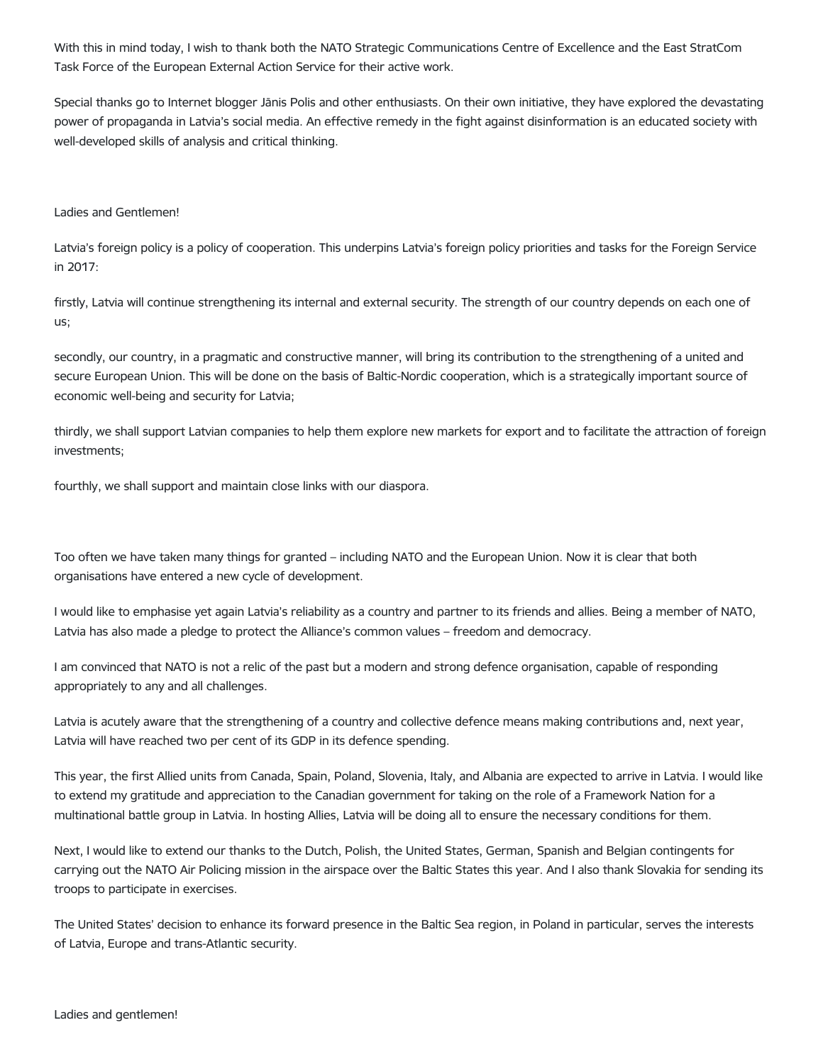With this in mind today, I wish to thank both the NATO Strategic Communications Centre of Excellence and the East StratCom Task Force of the European External Action Service for their active work.

Special thanks go to Internet blogger Jānis Polis and other enthusiasts. On their own initiative, they have explored the devastating power of propaganda in Latvia's social media. An effective remedy in the fight against disinformation is an educated society with well-developed skills of analysis and critical thinking.

Ladies and Gentlemen!

Latvia's foreign policy is a policy of cooperation. This underpins Latvia's foreign policy priorities and tasks for the Foreign Service in 2017:

firstly, Latvia will continue strengthening its internal and external security. The strength of our country depends on each one of us;

secondly, our country, in a pragmatic and constructive manner, will bring its contribution to the strengthening of a united and secure European Union. This will be done on the basis of Baltic-Nordic cooperation, which is a strategically important source of economic well-being and security for Latvia;

thirdly, we shall support Latvian companies to help them explore new markets for export and to facilitate the attraction of foreign investments;

fourthly, we shall support and maintain close links with our diaspora.

Too often we have taken many things for granted – including NATO and the European Union. Now it is clear that both organisations have entered a new cycle of development.

I would like to emphasise yet again Latvia's reliability as a country and partner to its friends and allies. Being a member of NATO, Latvia has also made a pledge to protect the Alliance's common values – freedom and democracy.

I am convinced that NATO is not a relic of the past but a modern and strong defence organisation, capable of responding appropriately to any and all challenges.

Latvia is acutely aware that the strengthening of a country and collective defence means making contributions and, next year, Latvia will have reached two per cent of its GDP in its defence spending.

This year, the first Allied units from Canada, Spain, Poland, Slovenia, Italy, and Albania are expected to arrive in Latvia. I would like to extend my gratitude and appreciation to the Canadian government for taking on the role of a Framework Nation for a multinational battle group in Latvia. In hosting Allies, Latvia will be doing all to ensure the necessary conditions for them.

Next, I would like to extend our thanks to the Dutch, Polish, the United States, German, Spanish and Belgian contingents for carrying out the NATO Air Policing mission in the airspace over the Baltic States this year. And I also thank Slovakia for sending its troops to participate in exercises.

The United States' decision to enhance its forward presence in the Baltic Sea region, in Poland in particular, serves the interests of Latvia, Europe and trans-Atlantic security.

Ladies and gentlemen!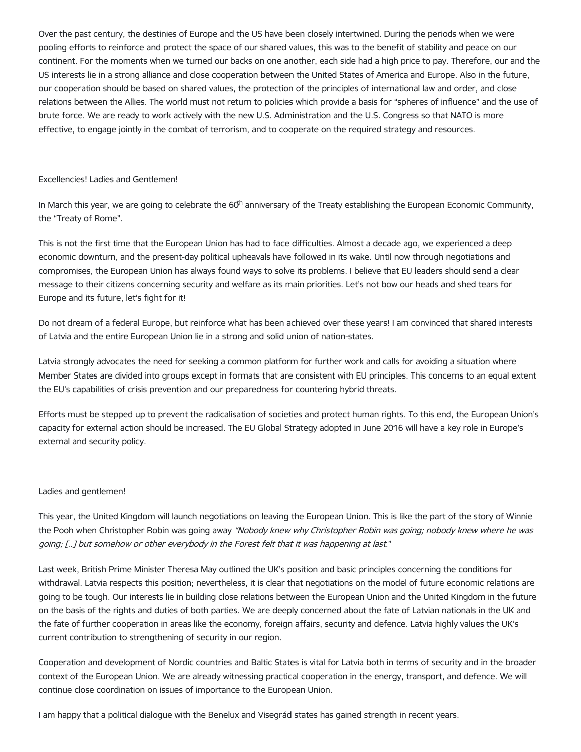Over the past century, the destinies of Europe and the US have been closely intertwined. During the periods when we were pooling efforts to reinforce and protect the space of our shared values, this was to the benefit of stability and peace on our continent. For the moments when we turned our backs on one another, each side had a high price to pay. Therefore, our and the US interests lie in a strong alliance and close cooperation between the United States of America and Europe. Also in the future, our cooperation should be based on shared values, the protection of the principles of international law and order, and close relations between the Allies. The world must not return to policies which provide a basis for "spheres of influence" and the use of brute force. We are ready to work actively with the new U.S. Administration and the U.S. Congress so that NATO is more effective, to engage jointly in the combat of terrorism, and to cooperate on the required strategy and resources.

Excellencies! Ladies and Gentlemen!

In March this year, we are going to celebrate the 60th anniversary of the Treaty establishing the European Economic Community, the "Treaty of Rome".

This is not the first time that the European Union has had to face difficulties. Almost a decade ago, we experienced a deep economic downturn, and the present-day political upheavals have followed in its wake. Until now through negotiations and compromises, the European Union has always found ways to solve its problems. I believe that EU leaders should send a clear message to their citizens concerning security and welfare as its main priorities. Let's not bow our heads and shed tears for Europe and its future, let's fight for it!

Do not dream of a federal Europe, but reinforce what has been achieved over these years! I am convinced that shared interests of Latvia and the entire European Union lie in a strong and solid union of nation-states.

Latvia strongly advocates the need for seeking a common platform for further work and calls for avoiding a situation where Member States are divided into groups except in formats that are consistent with EU principles. This concerns to an equal extent the EU's capabilities of crisis prevention and our preparedness for countering hybrid threats.

Efforts must be stepped up to prevent the radicalisation of societies and protect human rights. To this end, the European Union's capacity for external action should be increased. The EU Global Strategy adopted in June 2016 will have a key role in Europe's external and security policy.

Ladies and gentlemen!

This year, the United Kingdom will launch negotiations on leaving the European Union. This is like the part of the story of Winnie the Pooh when Christopher Robin was going away *"Nobody knew why Christopher Robin was going; nobody knew where he was going; [..] but somehow or other everybody in the Forest felt that it was happening at last*."

Last week, British Prime Minister Theresa May outlined the UK's position and basic principles concerning the conditions for withdrawal. Latvia respects this position; nevertheless, it is clear that negotiations on the model of future economic relations are going to be tough. Our interests lie in building close relations between the European Union and the United Kingdom in the future on the basis of the rights and duties of both parties. We are deeply concerned about the fate of Latvian nationals in the UK and the fate of further cooperation in areas like the economy, foreign affairs, security and defence. Latvia highly values the UK's current contribution to strengthening of security in our region.

Cooperation and development of Nordic countries and Baltic States is vital for Latvia both in terms of security and in the broader context of the European Union. We are already witnessing practical cooperation in the energy, transport, and defence. We will continue close coordination on issues of importance to the European Union.

I am happy that a political dialogue with the Benelux and Visegrád states has gained strength in recent years.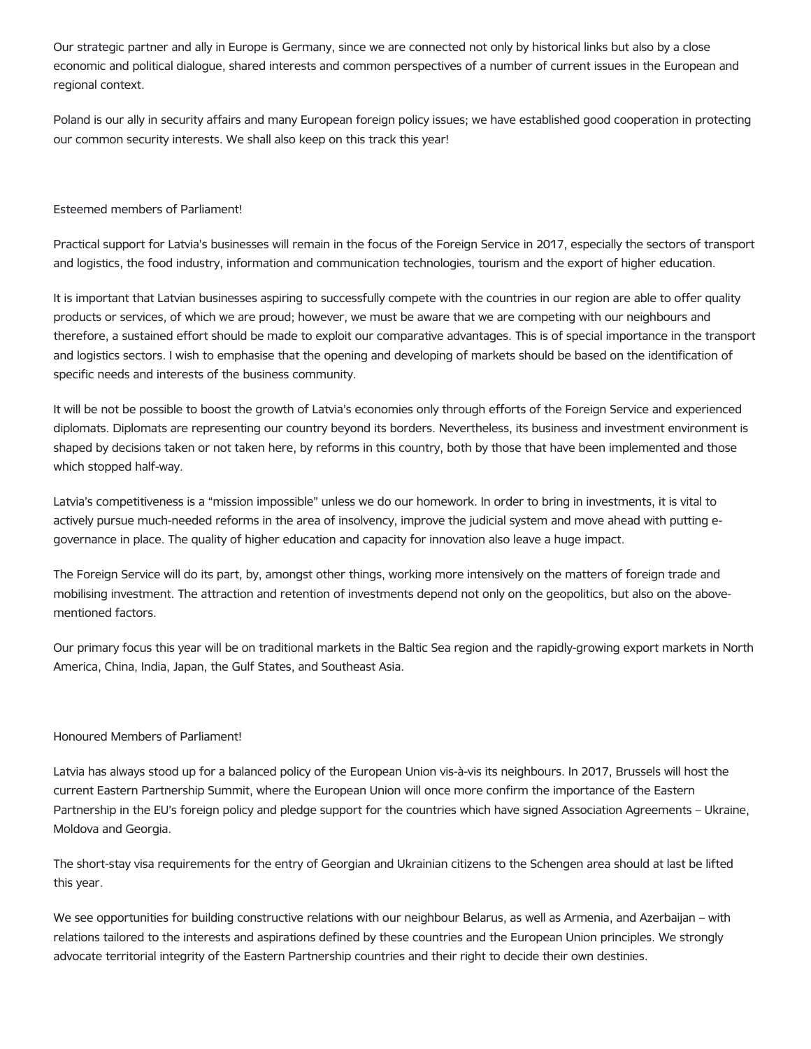Our strategic partner and ally in Europe is Germany, since we are connected not only by historical links but also by a close economic and political dialogue, shared interests and common perspectives of a number of current issues in the European and regional context.

Poland is our ally in security affairs and many European foreign policy issues; we have established good cooperation in protecting our common security interests. We shall also keep on this track this year!

Esteemed members of Parliament!

Practical support for Latvia's businesses will remain in the focus of the Foreign Service in 2017, especially the sectors of transport and logistics, the food industry, information and communication technologies, tourism and the export of higher education.

It is important that Latvian businesses aspiring to successfully compete with the countries in our region are able to offer quality products or services, of which we are proud; however, we must be aware that we are competing with our neighbours and therefore, a sustained effort should be made to exploit our comparative advantages. This is of special importance in the transport and logistics sectors. I wish to emphasise that the opening and developing of markets should be based on the identification of specific needs and interests of the business community.

It will be not be possible to boost the growth of Latvia's economies only through efforts of the Foreign Service and experienced diplomats. Diplomats are representing our country beyond its borders. Nevertheless, its business and investment environment is shaped by decisions taken or not taken here, by reforms in this country, both by those that have been implemented and those which stopped half-way.

Latvia's competitiveness is a "mission impossible" unless we do our homework. In order to bring in investments, it is vital to actively pursue much-needed reforms in the area of insolvency, improve the judicial system and move ahead with putting e-governance in place. The quality of higher education and capacity for innovation also leave a huge impact.

The Foreign Service will do its part, by, amongst other things, working more intensively on the matters of foreign trade and mobilising investment. The attraction and retention of investments depend not only on the geopolitics, but also on the above-mentioned factors.

Our primary focus this year will be on traditional markets in the Baltic Sea region and the rapidly-growing export markets in North America, China, India, Japan, the Gulf States, and Southeast Asia.

Honoured Members of Parliament!

Latvia has always stood up for a balanced policy of the European Union vis-à-vis its neighbours. In 2017, Brussels will host the current Eastern Partnership Summit, where the European Union will once more confirm the importance of the Eastern Partnership in the EU's foreign policy and pledge support for the countries which have signed Association Agreements – Ukraine, Moldova and Georgia.

The short-stay visa requirements for the entry of Georgian and Ukrainian citizens to the Schengen area should at last be lifted this year.

We see opportunities for building constructive relations with our neighbour Belarus, as well as Armenia, and Azerbaijan – with relations tailored to the interests and aspirations defined by these countries and the European Union principles. We strongly advocate territorial integrity of the Eastern Partnership countries and their right to decide their own destinies.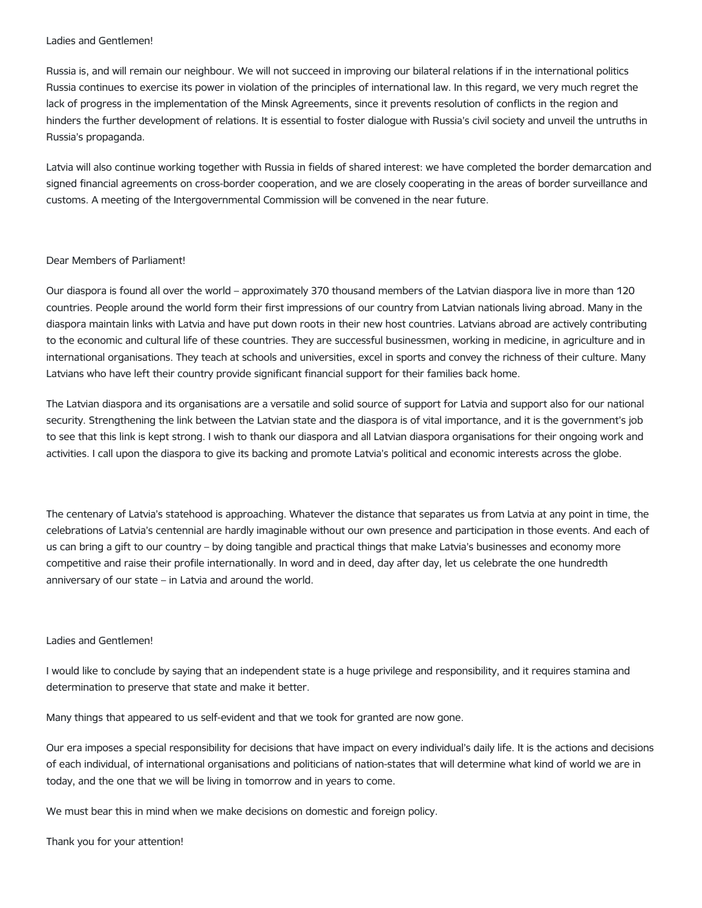Ladies and Gentlemen!

Russia is, and will remain our neighbour. We will not succeed in improving our bilateral relations if in the international politics Russia continues to exercise its power in violation of the principles of international law. In this regard, we very much regret the lack of progress in the implementation of the Minsk Agreements, since it prevents resolution of conflicts in the region and hinders the further development of relations. It is essential to foster dialogue with Russia's civil society and unveil the untruths in Russia's propaganda.

Latvia will also continue working together with Russia in fields of shared interest: we have completed the border demarcation and signed financial agreements on cross-border cooperation, and we are closely cooperating in the areas of border surveillance and customs. A meeting of the Intergovernmental Commission will be convened in the near future.

Dear Members of Parliament!

Our diaspora is found all over the world – approximately 370 thousand members of the Latvian diaspora live in more than 120 countries. People around the world form their first impressions of our country from Latvian nationals living abroad. Many in the diaspora maintain links with Latvia and have put down roots in their new host countries. Latvians abroad are actively contributing to the economic and cultural life of these countries. They are successful businessmen, working in medicine, in agriculture and in international organisations. They teach at schools and universities, excel in sports and convey the richness of their culture. Many Latvians who have left their country provide significant financial support for their families back home.

The Latvian diaspora and its organisations are a versatile and solid source of support for Latvia and support also for our national security. Strengthening the link between the Latvian state and the diaspora is of vital importance, and it is the government's job to see that this link is kept strong. I wish to thank our diaspora and all Latvian diaspora organisations for their ongoing work and activities. I call upon the diaspora to give its backing and promote Latvia's political and economic interests across the globe.

The centenary of Latvia's statehood is approaching. Whatever the distance that separates us from Latvia at any point in time, the celebrations of Latvia's centennial are hardly imaginable without our own presence and participation in those events. And each of us can bring a gift to our country – by doing tangible and practical things that make Latvia's businesses and economy more competitive and raise their profile internationally. In word and in deed, day after day, let us celebrate the one hundredth anniversary of our state – in Latvia and around the world.

Ladies and Gentlemen!

I would like to conclude by saying that an independent state is a huge privilege and responsibility, and it requires stamina and determination to preserve that state and make it better.

Many things that appeared to us self-evident and that we took for granted are now gone.

Our era imposes a special responsibility for decisions that have impact on every individual's daily life. It is the actions and decisions of each individual, of international organisations and politicians of nation-states that will determine what kind of world we are in today, and the one that we will be living in tomorrow and in years to come.

We must bear this in mind when we make decisions on domestic and foreign policy.

Thank you for your attention!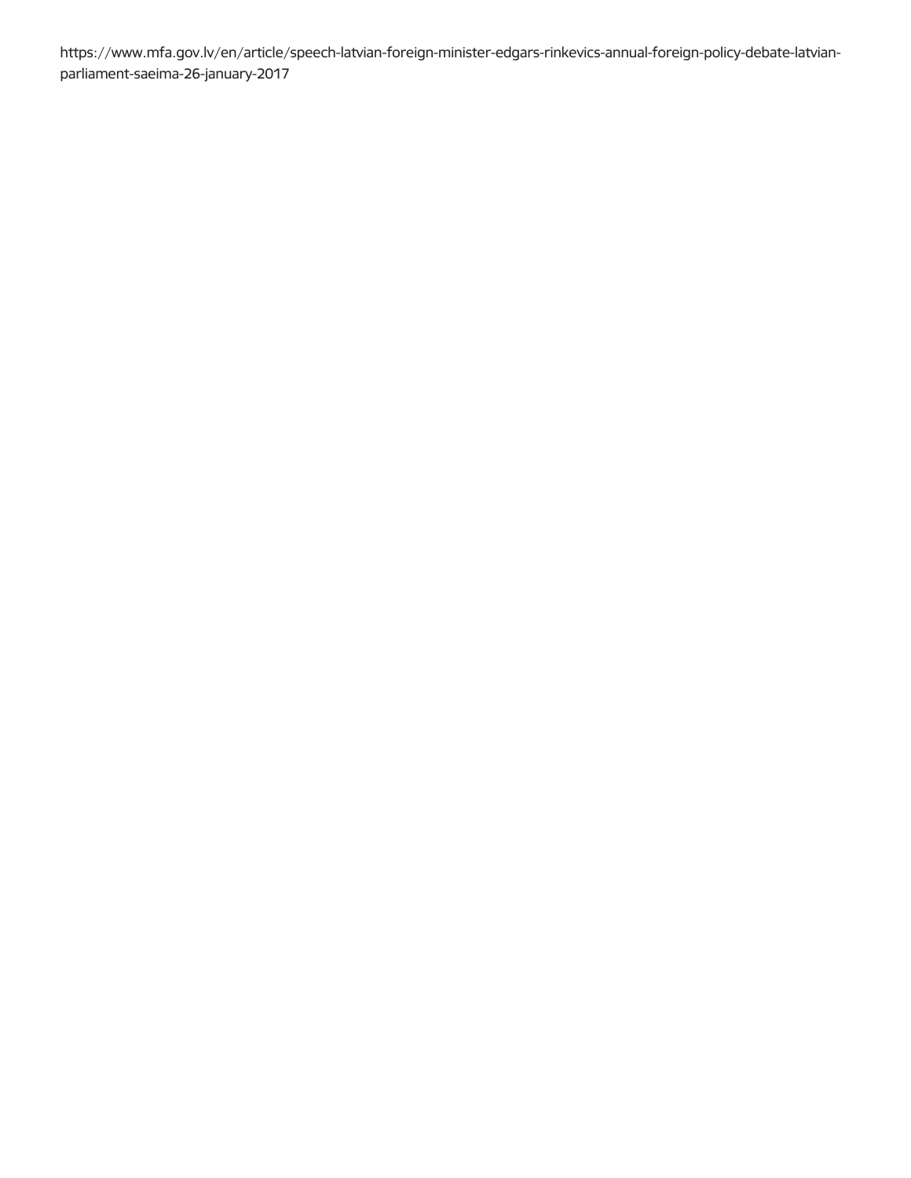https://www.mfa.gov.lv/en/article/speech-latvian-foreign-minister-edgars-rinkevics-annual-foreign-policy-debate-latvian-parliament-saeima-26-january-2017